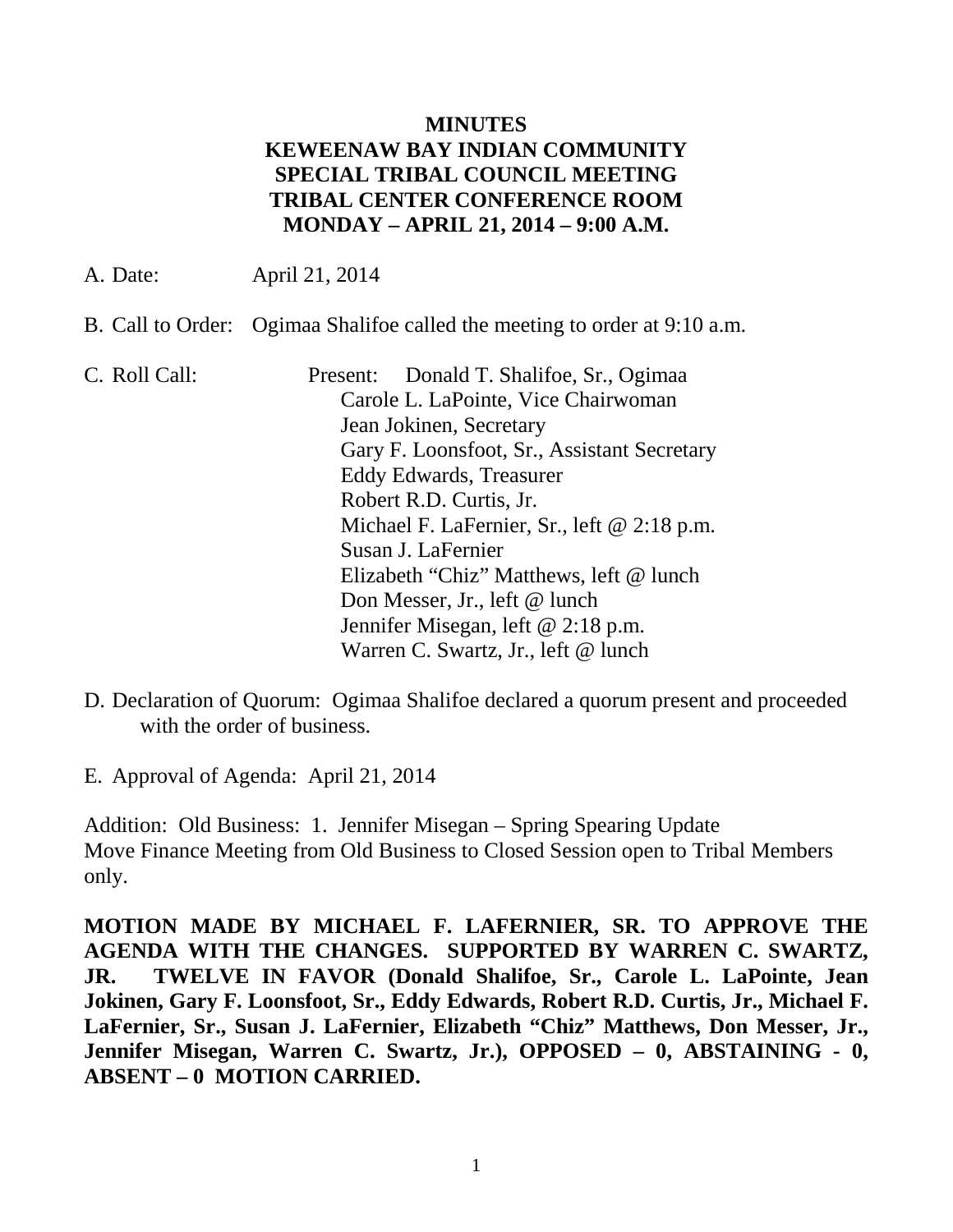**MINUTES**
**KEWEENAW BAY INDIAN COMMUNITY**
**SPECIAL TRIBAL COUNCIL MEETING**
**TRIBAL CENTER CONFERENCE ROOM**
**MONDAY – APRIL 21, 2014 – 9:00 A.M.**

A. Date: April 21, 2014

B. Call to Order: Ogimaa Shalifoe called the meeting to order at 9:10 a.m.

C. Roll Call: Present: Donald T. Shalifoe, Sr., Ogimaa
Carole L. LaPointe, Vice Chairwoman
Jean Jokinen, Secretary
Gary F. Loonsfoot, Sr., Assistant Secretary
Eddy Edwards, Treasurer
Robert R.D. Curtis, Jr.
Michael F. LaFernier, Sr., left @ 2:18 p.m.
Susan J. LaFernier
Elizabeth "Chiz" Matthews, left @ lunch
Don Messer, Jr., left @ lunch
Jennifer Misegan, left @ 2:18 p.m.
Warren C. Swartz, Jr., left @ lunch

D. Declaration of Quorum: Ogimaa Shalifoe declared a quorum present and proceeded with the order of business.

E. Approval of Agenda: April 21, 2014

Addition: Old Business: 1. Jennifer Misegan – Spring Spearing Update
Move Finance Meeting from Old Business to Closed Session open to Tribal Members only.

**MOTION MADE BY MICHAEL F. LAFERNIER, SR. TO APPROVE THE AGENDA WITH THE CHANGES. SUPPORTED BY WARREN C. SWARTZ, JR. TWELVE IN FAVOR (Donald Shalifoe, Sr., Carole L. LaPointe, Jean Jokinen, Gary F. Loonsfoot, Sr., Eddy Edwards, Robert R.D. Curtis, Jr., Michael F. LaFernier, Sr., Susan J. LaFernier, Elizabeth "Chiz" Matthews, Don Messer, Jr., Jennifer Misegan, Warren C. Swartz, Jr.), OPPOSED – 0, ABSTAINING - 0, ABSENT – 0 MOTION CARRIED.**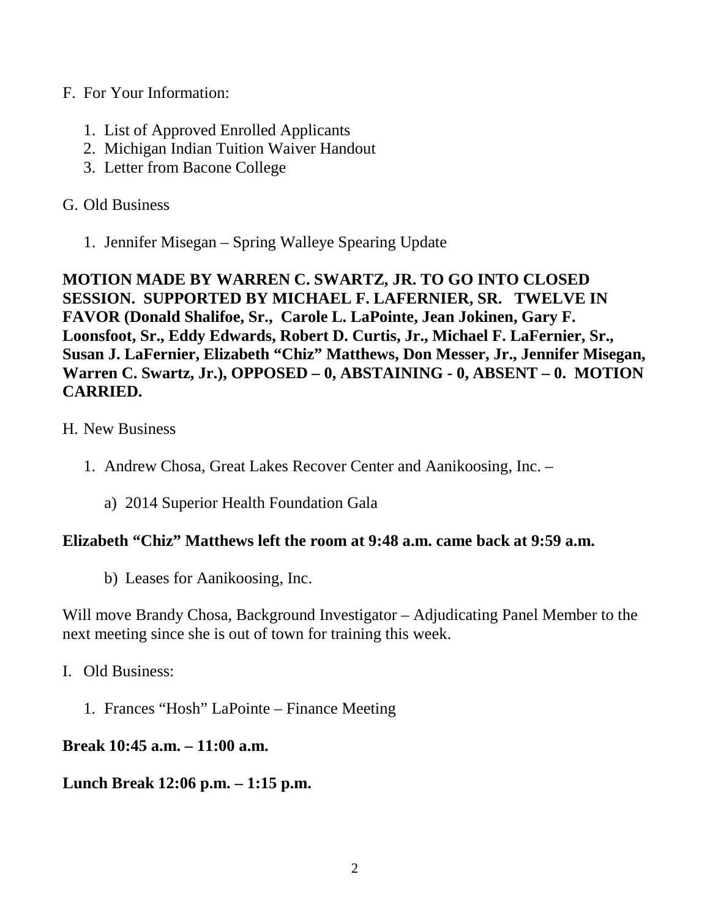F. For Your Information:

1. List of Approved Enrolled Applicants
2. Michigan Indian Tuition Waiver Handout
3. Letter from Bacone College

G. Old Business

1. Jennifer Misegan – Spring Walleye Spearing Update

**MOTION MADE BY WARREN C. SWARTZ, JR. TO GO INTO CLOSED SESSION. SUPPORTED BY MICHAEL F. LAFERNIER, SR. TWELVE IN FAVOR (Donald Shalifoe, Sr., Carole L. LaPointe, Jean Jokinen, Gary F. Loonsfoot, Sr., Eddy Edwards, Robert D. Curtis, Jr., Michael F. LaFernier, Sr., Susan J. LaFernier, Elizabeth "Chiz" Matthews, Don Messer, Jr., Jennifer Misegan, Warren C. Swartz, Jr.), OPPOSED – 0, ABSTAINING - 0, ABSENT – 0. MOTION CARRIED.**

H. New Business

1. Andrew Chosa, Great Lakes Recover Center and Aanikoosing, Inc. –

   a) 2014 Superior Health Foundation Gala

**Elizabeth "Chiz" Matthews left the room at 9:48 a.m. came back at 9:59 a.m.**

   b) Leases for Aanikoosing, Inc.

Will move Brandy Chosa, Background Investigator – Adjudicating Panel Member to the next meeting since she is out of town for training this week.

I. Old Business:

1. Frances "Hosh" LaPointe – Finance Meeting

**Break 10:45 a.m. – 11:00 a.m.**

**Lunch Break 12:06 p.m. – 1:15 p.m.**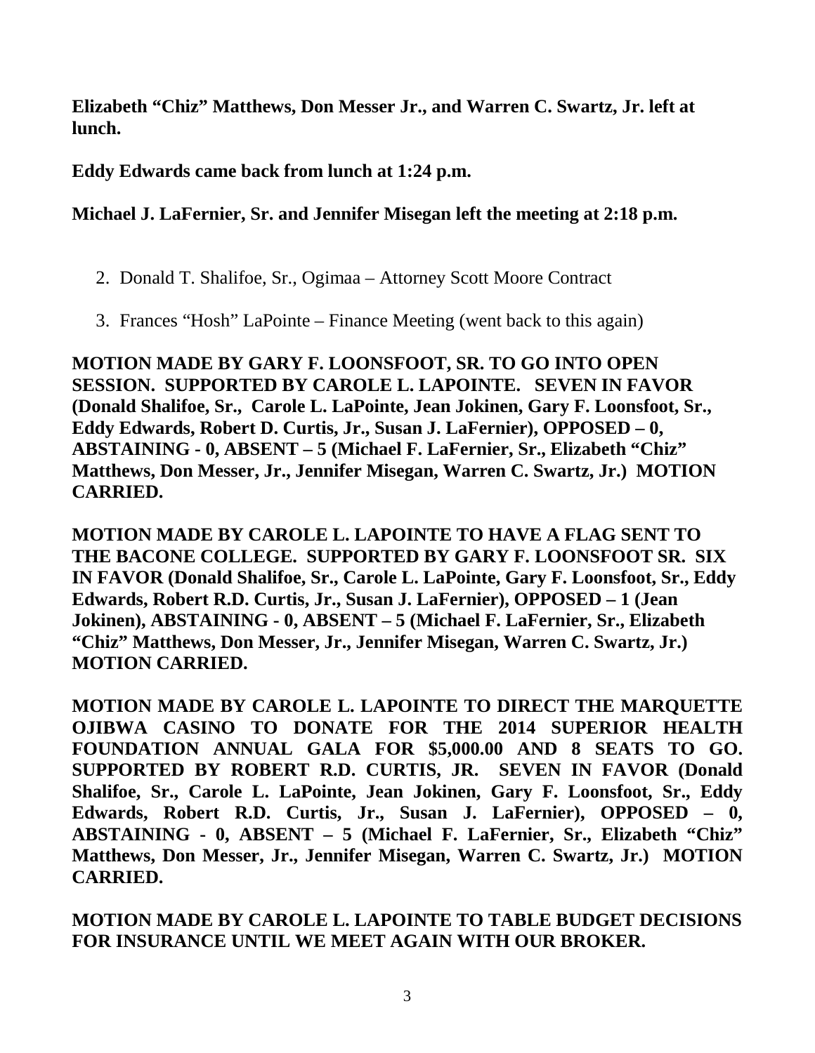**Elizabeth "Chiz" Matthews, Don Messer Jr., and Warren C. Swartz, Jr. left at lunch.**

**Eddy Edwards came back from lunch at 1:24 p.m.**

**Michael J. LaFernier, Sr. and Jennifer Misegan left the meeting at 2:18 p.m.**

2. Donald T. Shalifoe, Sr., Ogimaa – Attorney Scott Moore Contract

3. Frances "Hosh" LaPointe – Finance Meeting (went back to this again)

**MOTION MADE BY GARY F. LOONSFOOT, SR. TO GO INTO OPEN SESSION. SUPPORTED BY CAROLE L. LAPOINTE. SEVEN IN FAVOR (Donald Shalifoe, Sr., Carole L. LaPointe, Jean Jokinen, Gary F. Loonsfoot, Sr., Eddy Edwards, Robert D. Curtis, Jr., Susan J. LaFernier), OPPOSED – 0, ABSTAINING - 0, ABSENT – 5 (Michael F. LaFernier, Sr., Elizabeth "Chiz" Matthews, Don Messer, Jr., Jennifer Misegan, Warren C. Swartz, Jr.) MOTION CARRIED.**

**MOTION MADE BY CAROLE L. LAPOINTE TO HAVE A FLAG SENT TO THE BACONE COLLEGE. SUPPORTED BY GARY F. LOONSFOOT SR. SIX IN FAVOR (Donald Shalifoe, Sr., Carole L. LaPointe, Gary F. Loonsfoot, Sr., Eddy Edwards, Robert R.D. Curtis, Jr., Susan J. LaFernier), OPPOSED – 1 (Jean Jokinen), ABSTAINING - 0, ABSENT – 5 (Michael F. LaFernier, Sr., Elizabeth "Chiz" Matthews, Don Messer, Jr., Jennifer Misegan, Warren C. Swartz, Jr.) MOTION CARRIED.**

**MOTION MADE BY CAROLE L. LAPOINTE TO DIRECT THE MARQUETTE OJIBWA CASINO TO DONATE FOR THE 2014 SUPERIOR HEALTH FOUNDATION ANNUAL GALA FOR $5,000.00 AND 8 SEATS TO GO. SUPPORTED BY ROBERT R.D. CURTIS, JR. SEVEN IN FAVOR (Donald Shalifoe, Sr., Carole L. LaPointe, Jean Jokinen, Gary F. Loonsfoot, Sr., Eddy Edwards, Robert R.D. Curtis, Jr., Susan J. LaFernier), OPPOSED – 0, ABSTAINING - 0, ABSENT – 5 (Michael F. LaFernier, Sr., Elizabeth "Chiz" Matthews, Don Messer, Jr., Jennifer Misegan, Warren C. Swartz, Jr.) MOTION CARRIED.**

**MOTION MADE BY CAROLE L. LAPOINTE TO TABLE BUDGET DECISIONS FOR INSURANCE UNTIL WE MEET AGAIN WITH OUR BROKER.**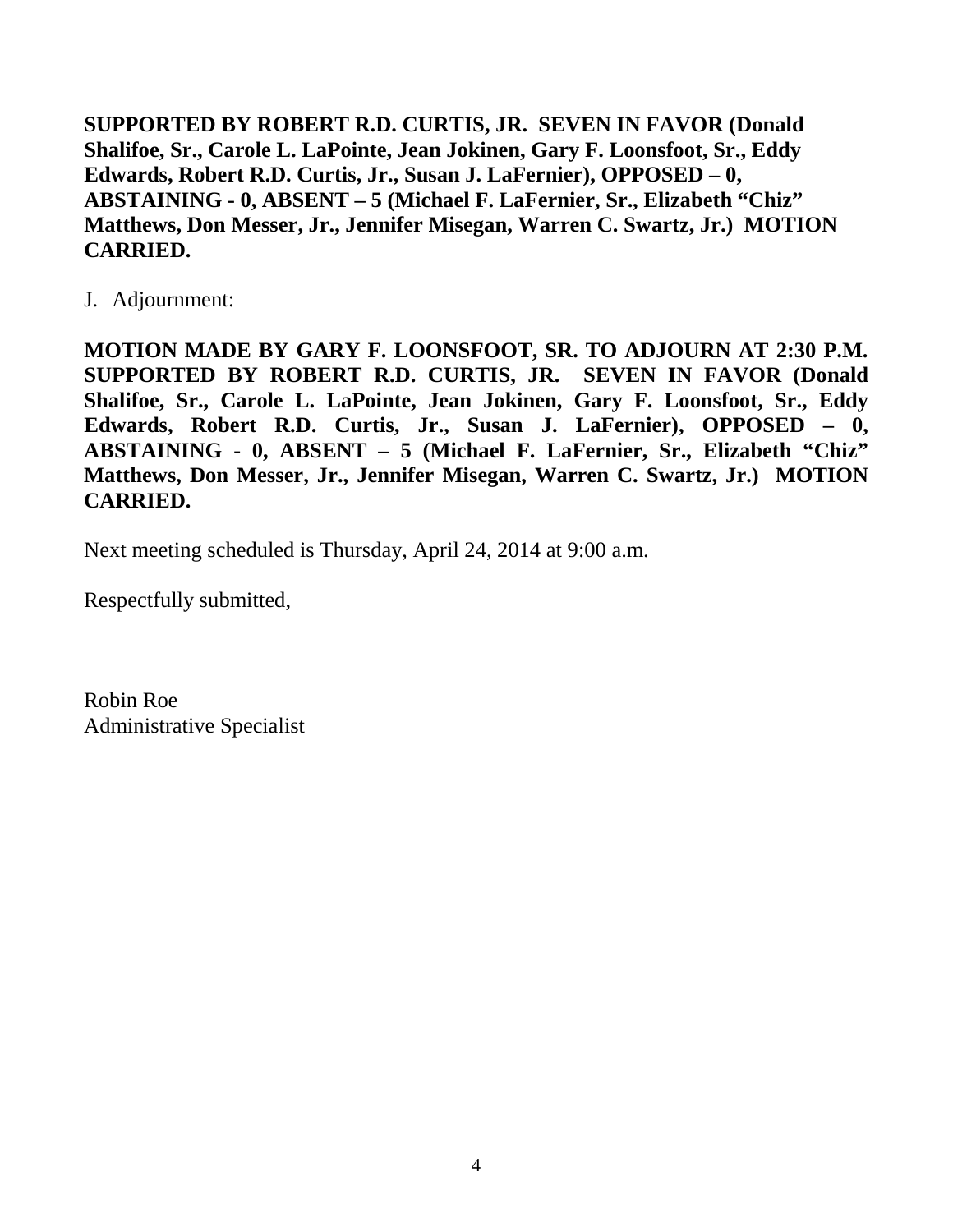**SUPPORTED BY ROBERT R.D. CURTIS, JR. SEVEN IN FAVOR (Donald Shalifoe, Sr., Carole L. LaPointe, Jean Jokinen, Gary F. Loonsfoot, Sr., Eddy Edwards, Robert R.D. Curtis, Jr., Susan J. LaFernier), OPPOSED – 0, ABSTAINING - 0, ABSENT – 5 (Michael F. LaFernier, Sr., Elizabeth "Chiz" Matthews, Don Messer, Jr., Jennifer Misegan, Warren C. Swartz, Jr.) MOTION CARRIED.**

J. Adjournment:

**MOTION MADE BY GARY F. LOONSFOOT, SR. TO ADJOURN AT 2:30 P.M. SUPPORTED BY ROBERT R.D. CURTIS, JR. SEVEN IN FAVOR (Donald Shalifoe, Sr., Carole L. LaPointe, Jean Jokinen, Gary F. Loonsfoot, Sr., Eddy Edwards, Robert R.D. Curtis, Jr., Susan J. LaFernier), OPPOSED – 0, ABSTAINING - 0, ABSENT – 5 (Michael F. LaFernier, Sr., Elizabeth "Chiz" Matthews, Don Messer, Jr., Jennifer Misegan, Warren C. Swartz, Jr.) MOTION CARRIED.**

Next meeting scheduled is Thursday, April 24, 2014 at 9:00 a.m.

Respectfully submitted,

Robin Roe
Administrative Specialist